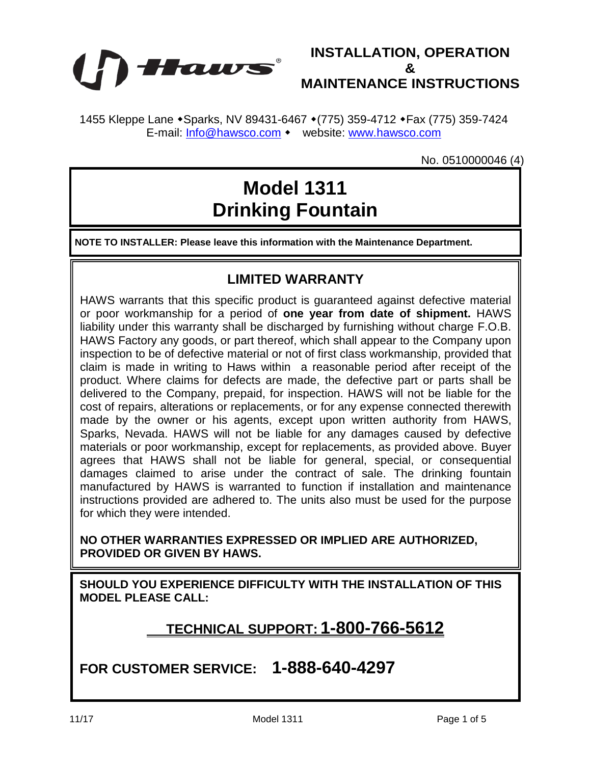Haws®

# INSTALLATION, OPERATION & MAINTENANCE INSTRUCTIONS

1455 Kleppe Lane ◆Sparks, NV 89431-6467 ◆(775) 359-4712 ◆Fax (775) 359-7424
E-mail: Info@hawsco.com ◆ website: www.hawsco.com

No. 0510000046 (4)

# Model 1311
# Drinking Fountain

**NOTE TO INSTALLER: Please leave this information with the Maintenance Department.**

## LIMITED WARRANTY

HAWS warrants that this specific product is guaranteed against defective material or poor workmanship for a period of **one year from date of shipment.** HAWS liability under this warranty shall be discharged by furnishing without charge F.O.B. HAWS Factory any goods, or part thereof, which shall appear to the Company upon inspection to be of defective material or not of first class workmanship, provided that claim is made in writing to Haws within a reasonable period after receipt of the product. Where claims for defects are made, the defective part or parts shall be delivered to the Company, prepaid, for inspection. HAWS will not be liable for the cost of repairs, alterations or replacements, or for any expense connected therewith made by the owner or his agents, except upon written authority from HAWS, Sparks, Nevada. HAWS will not be liable for any damages caused by defective materials or poor workmanship, except for replacements, as provided above. Buyer agrees that HAWS shall not be liable for general, special, or consequential damages claimed to arise under the contract of sale. The drinking fountain manufactured by HAWS is warranted to function if installation and maintenance instructions provided are adhered to. The units also must be used for the purpose for which they were intended.

**NO OTHER WARRANTIES EXPRESSED OR IMPLIED ARE AUTHORIZED, PROVIDED OR GIVEN BY HAWS.**

**SHOULD YOU EXPERIENCE DIFFICULTY WITH THE INSTALLATION OF THIS MODEL PLEASE CALL:**

**TECHNICAL SUPPORT: 1-800-766-5612**

**FOR CUSTOMER SERVICE: 1-888-640-4297**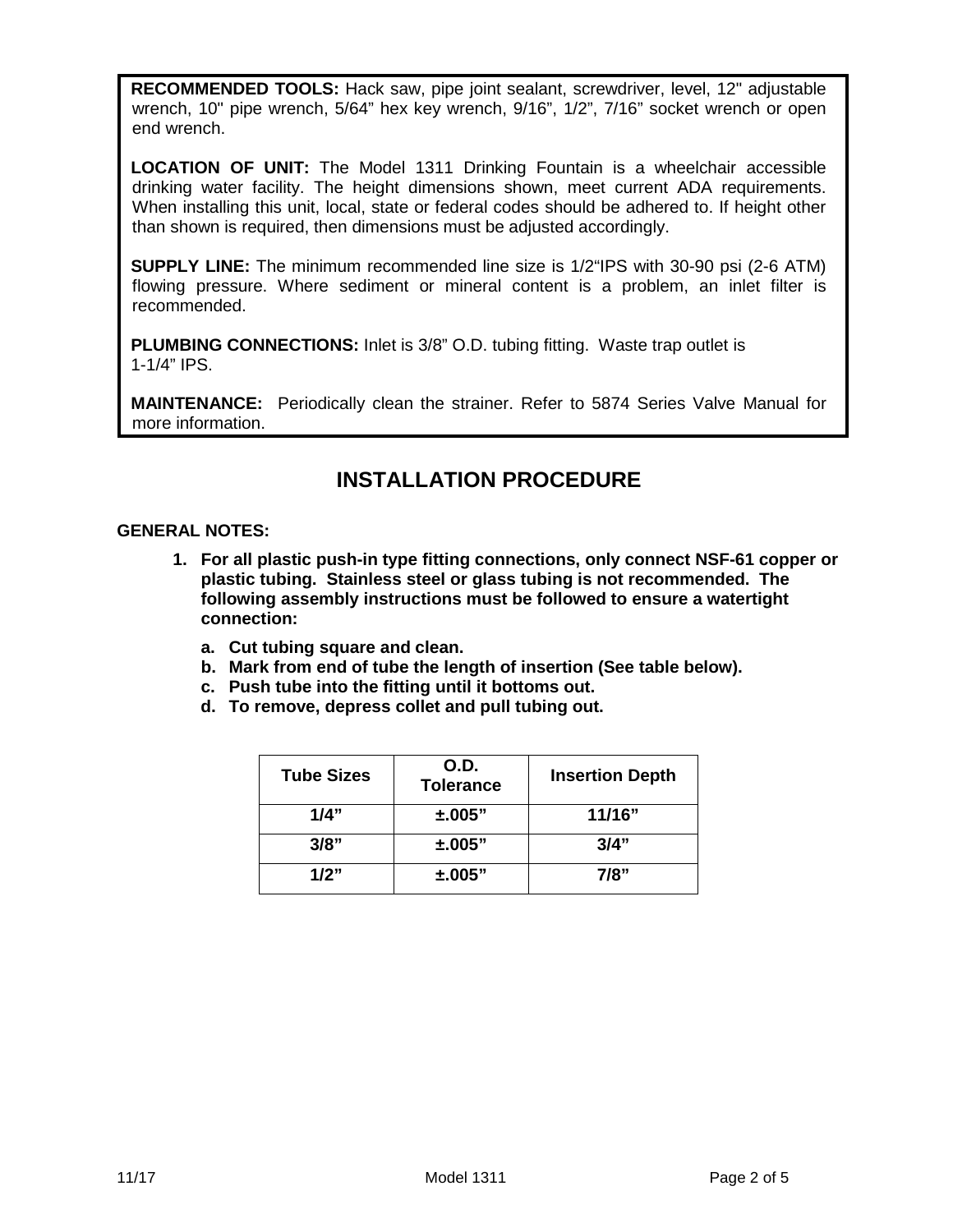**RECOMMENDED TOOLS:** Hack saw, pipe joint sealant, screwdriver, level, 12" adjustable wrench, 10" pipe wrench, 5/64” hex key wrench, 9/16”, 1/2”, 7/16” socket wrench or open end wrench.

**LOCATION OF UNIT:** The Model 1311 Drinking Fountain is a wheelchair accessible drinking water facility. The height dimensions shown, meet current ADA requirements. When installing this unit, local, state or federal codes should be adhered to. If height other than shown is required, then dimensions must be adjusted accordingly.

**SUPPLY LINE:** The minimum recommended line size is 1/2“IPS with 30-90 psi (2-6 ATM) flowing pressure. Where sediment or mineral content is a problem, an inlet filter is recommended.

**PLUMBING CONNECTIONS:** Inlet is 3/8” O.D. tubing fitting. Waste trap outlet is 1-1/4” IPS.

**MAINTENANCE:** Periodically clean the strainer. Refer to 5874 Series Valve Manual for more information.

# INSTALLATION PROCEDURE

**GENERAL NOTES:**

1. **For all plastic push-in type fitting connections, only connect NSF-61 copper or plastic tubing. Stainless steel or glass tubing is not recommended. The following assembly instructions must be followed to ensure a watertight connection:**
   a. **Cut tubing square and clean.**
   b. **Mark from end of tube the length of insertion (See table below).**
   c. **Push tube into the fitting until it bottoms out.**
   d. **To remove, depress collet and pull tubing out.**

| Tube Sizes | O.D. Tolerance | Insertion Depth |
|---|---|---|
| 1/4” | ±.005” | 11/16” |
| 3/8” | ±.005” | 3/4” |
| 1/2” | ±.005” | 7/8” |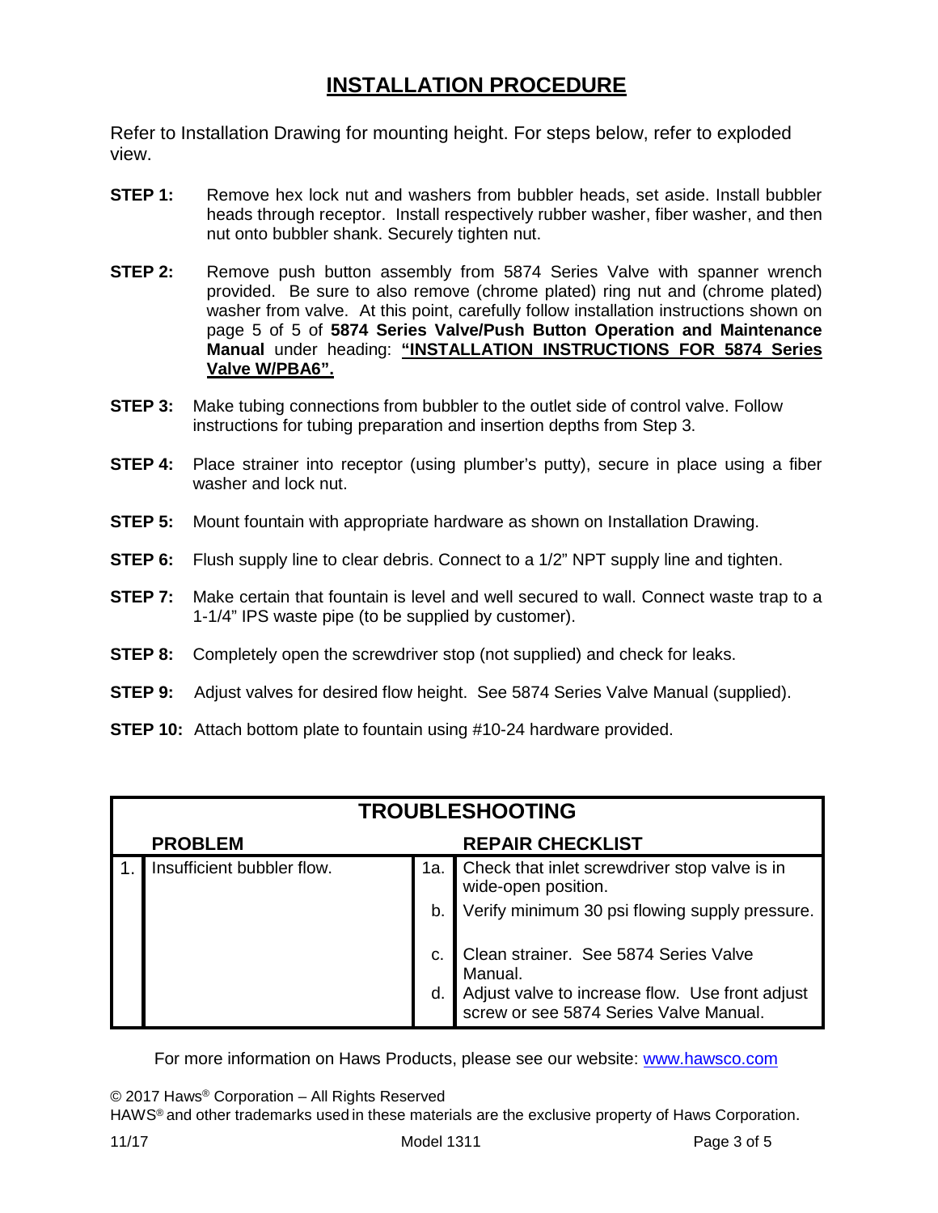# INSTALLATION PROCEDURE

Refer to Installation Drawing for mounting height. For steps below, refer to exploded view.

**STEP 1:** Remove hex lock nut and washers from bubbler heads, set aside. Install bubbler heads through receptor. Install respectively rubber washer, fiber washer, and then nut onto bubbler shank. Securely tighten nut.

**STEP 2:** Remove push button assembly from 5874 Series Valve with spanner wrench provided. Be sure to also remove (chrome plated) ring nut and (chrome plated) washer from valve. At this point, carefully follow installation instructions shown on page 5 of 5 of **5874 Series Valve/Push Button Operation and Maintenance Manual** under heading: **<u>"INSTALLATION INSTRUCTIONS FOR 5874 Series Valve W/PBA6".</u>**

**STEP 3:** Make tubing connections from bubbler to the outlet side of control valve. Follow instructions for tubing preparation and insertion depths from Step 3.

**STEP 4:** Place strainer into receptor (using plumber's putty), secure in place using a fiber washer and lock nut.

**STEP 5:** Mount fountain with appropriate hardware as shown on Installation Drawing.

**STEP 6:** Flush supply line to clear debris. Connect to a 1/2" NPT supply line and tighten.

**STEP 7:** Make certain that fountain is level and well secured to wall. Connect waste trap to a 1-1/4" IPS waste pipe (to be supplied by customer).

**STEP 8:** Completely open the screwdriver stop (not supplied) and check for leaks.

**STEP 9:** Adjust valves for desired flow height. See 5874 Series Valve Manual (supplied).

**STEP 10:** Attach bottom plate to fountain using #10-24 hardware provided.

## TROUBLESHOOTING

| | PROBLEM | | REPAIR CHECKLIST |
|---|---|---|---|
| 1. | Insufficient bubbler flow. | 1a. | Check that inlet screwdriver stop valve is in wide-open position. |
| | | b. | Verify minimum 30 psi flowing supply pressure. |
| | | c. | Clean strainer. See 5874 Series Valve Manual. |
| | | d. | Adjust valve to increase flow. Use front adjust screw or see 5874 Series Valve Manual. |

For more information on Haws Products, please see our website: www.hawsco.com

© 2017 Haws® Corporation – All Rights Reserved
HAWS® and other trademarks used in these materials are the exclusive property of Haws Corporation.

11/17 Model 1311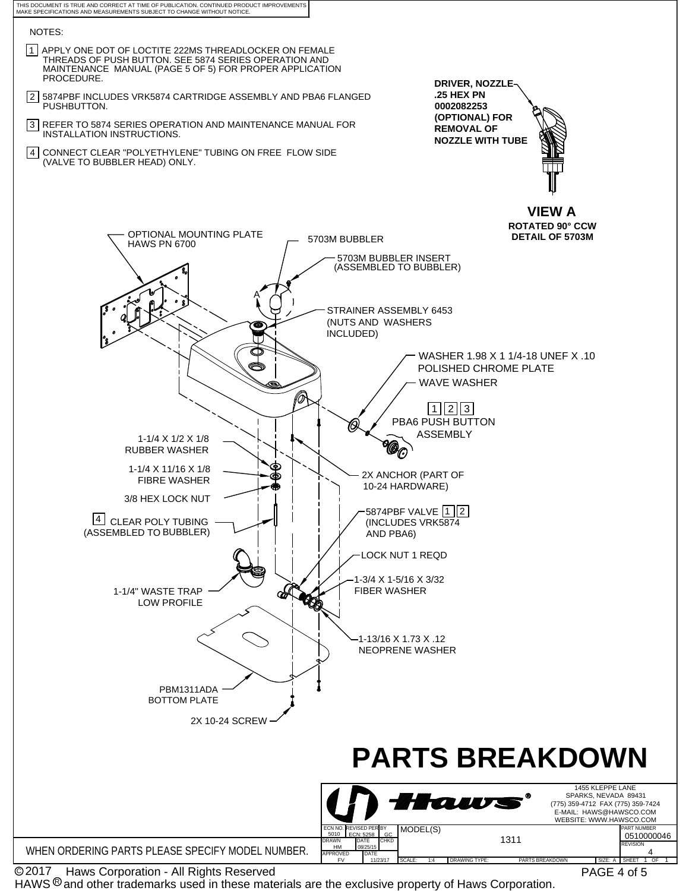THIS DOCUMENT IS TRUE AND CORRECT AT TIME OF PUBLICATION. CONTINUED PRODUCT IMPROVEMENTS MAKE SPECIFICATIONS AND MEASUREMENTS SUBJECT TO CHANGE WITHOUT NOTICE.

NOTES:

1. APPLY ONE DOT OF LOCTITE 222MS THREADLOCKER ON FEMALE THREADS OF PUSH BUTTON. SEE 5874 SERIES OPERATION AND MAINTENANCE MANUAL (PAGE 5 OF 5) FOR PROPER APPLICATION PROCEDURE.
2. 5874PBF INCLUDES VRK5874 CARTRIDGE ASSEMBLY AND PBA6 FLANGED PUSHBUTTON.
3. REFER TO 5874 SERIES OPERATION AND MAINTENANCE MANUAL FOR INSTALLATION INSTRUCTIONS.
4. CONNECT CLEAR "POLYETHYLENE" TUBING ON FREE FLOW SIDE (VALVE TO BUBBLER HEAD) ONLY.

DRIVER, NOZZLE .25 HEX PN 0002082253 (OPTIONAL) FOR REMOVAL OF NOZZLE WITH TUBE

**VIEW A**
**ROTATED 90° CCW DETAIL OF 5703M**

- OPTIONAL MOUNTING PLATE HAWS PN 6700
- 5703M BUBBLER
- 5703M BUBBLER INSERT (ASSEMBLED TO BUBBLER)
- A
- STRAINER ASSEMBLY 6453 (NUTS AND WASHERS INCLUDED)
- WASHER 1.98 X 1 1/4-18 UNEF X .10 POLISHED CHROME PLATE
- WAVE WASHER
- 1 2 3 PBA6 PUSH BUTTON ASSEMBLY
- 1-1/4 X 1/2 X 1/8 RUBBER WASHER
- 1-1/4 X 11/16 X 1/8 FIBRE WASHER
- 3/8 HEX LOCK NUT
- 2X ANCHOR (PART OF 10-24 HARDWARE)
- 4 CLEAR POLY TUBING (ASSEMBLED TO BUBBLER)
- 5874PBF VALVE 1 2 (INCLUDES VRK5874 AND PBA6)
- LOCK NUT 1 REQD
- 1-3/4 X 1-5/16 X 3/32 FIBER WASHER
- 1-1/4" WASTE TRAP LOW PROFILE
- 1-13/16 X 1.73 X .12 NEOPRENE WASHER
- PBM1311ADA BOTTOM PLATE
- 2X 10-24 SCREW

# PARTS BREAKDOWN

Haws®

1455 KLEPPE LANE
SPARKS, NEVADA 89431
(775) 359-4712 FAX (775) 359-7424
E-MAIL: HAWS@HAWSCO.COM
WEBSITE: WWW.HAWSCO.COM

| ECN NO. | REVISED PER | BY | MODEL(S) | PART NUMBER |
|---|---|---|---|---|
| 5010 | ECN: 5258 | GC | 1311 | 0510000046 |
| DRAWN HM | DATE 08/25/15 | CHKD | | REVISION 4 |
| APPROVED FV | DATE 11/23/17 | | SCALE: 1:4 DRAWING TYPE: PARTS BREAKDOWN SIZE: A | SHEET 1 OF 1 |

WHEN ORDERING PARTS PLEASE SPECIFY MODEL NUMBER.

© 2017 Haws Corporation - All Rights Reserved
HAWS ® and other trademarks used in these materials are the exclusive property of Haws Corporation.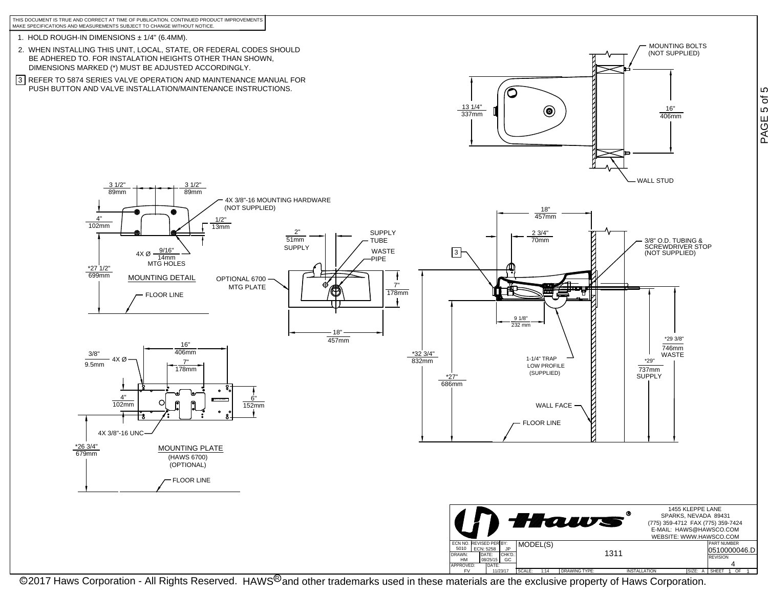THIS DOCUMENT IS TRUE AND CORRECT AT TIME OF PUBLICATION. CONTINUED PRODUCT IMPROVEMENTS MAKE SPECIFICATIONS AND MEASUREMENTS SUBJECT TO CHANGE WITHOUT NOTICE.

1. HOLD ROUGH-IN DIMENSIONS ± 1/4" (6.4MM).
2. WHEN INSTALLING THIS UNIT, LOCAL, STATE, OR FEDERAL CODES SHOULD BE ADHERED TO. FOR INSTALATION HEIGHTS OTHER THAN SHOWN, DIMENSIONS MARKED (*) MUST BE ADJUSTED ACCORDINGLY.
3. REFER TO 5874 SERIES VALVE OPERATION AND MAINTENANCE MANUAL FOR PUSH BUTTON AND VALVE INSTALLATION/MAINTENANCE INSTRUCTIONS.

MOUNTING BOLTS (NOT SUPPLIED)

13 1/4"
337mm

16"
406mm

WALL STUD

3 1/2"
89mm

3 1/2"
89mm

4X 3/8"-16 MOUNTING HARDWARE (NOT SUPPLIED)

4"
102mm

1/2"
13mm

4X Ø 9/16"
14mm
MTG HOLES

*27 1/2"
699mm

MOUNTING DETAIL

FLOOR LINE

2"
51mm
SUPPLY

SUPPLY TUBE

WASTE PIPE

OPTIONAL 6700 MTG PLATE

7"
178mm

18"
457mm

18"
457mm

2 3/4"
70mm

3

3/8" O.D. TUBING & SCREWDRIVER STOP (NOT SUPPLIED)

9 1/8"
232 mm

*29 3/8"
746mm
WASTE

*32 3/4"
832mm

1-1/4" TRAP LOW PROFILE (SUPPLIED)

*29"
737mm
SUPPLY

*27"
686mm

WALL FACE

FLOOR LINE

16"
406mm

3/8"
9.5mm

4X Ø

7"
178mm

4"
102mm

6"
152mm

4X 3/8"-16 UNC

*26 3/4"
679mm

MOUNTING PLATE
(HAWS 6700)
(OPTIONAL)

FLOOR LINE

Haws®

1455 KLEPPE LANE
SPARKS, NEVADA 89431
(775) 359-4712 FAX (775) 359-7424
E-MAIL: HAWS@HAWSCO.COM
WEBSITE: WWW.HAWSCO.COM

| | | | | | |
|---|---|---|---|---|---|
| ECN NO. 5010 | REVISED PER ECN: 5258 | BY: JP | MODEL(S) | 1311 | PART NUMBER 0510000046.D |
| DRAWN: HM | DATE: 08/25/15 | CHK'D.: GC | | | REVISION 4 |
| APPROVED: FV | DATE: 11/23/17 | | SCALE: 1:14 | DRAWING TYPE: INSTALLATION | SIZE: A SHEET 1 OF 1 |

©2017 Haws Corporation - All Rights Reserved. HAWS® and other trademarks used in these materials are the exclusive property of Haws Corporation.